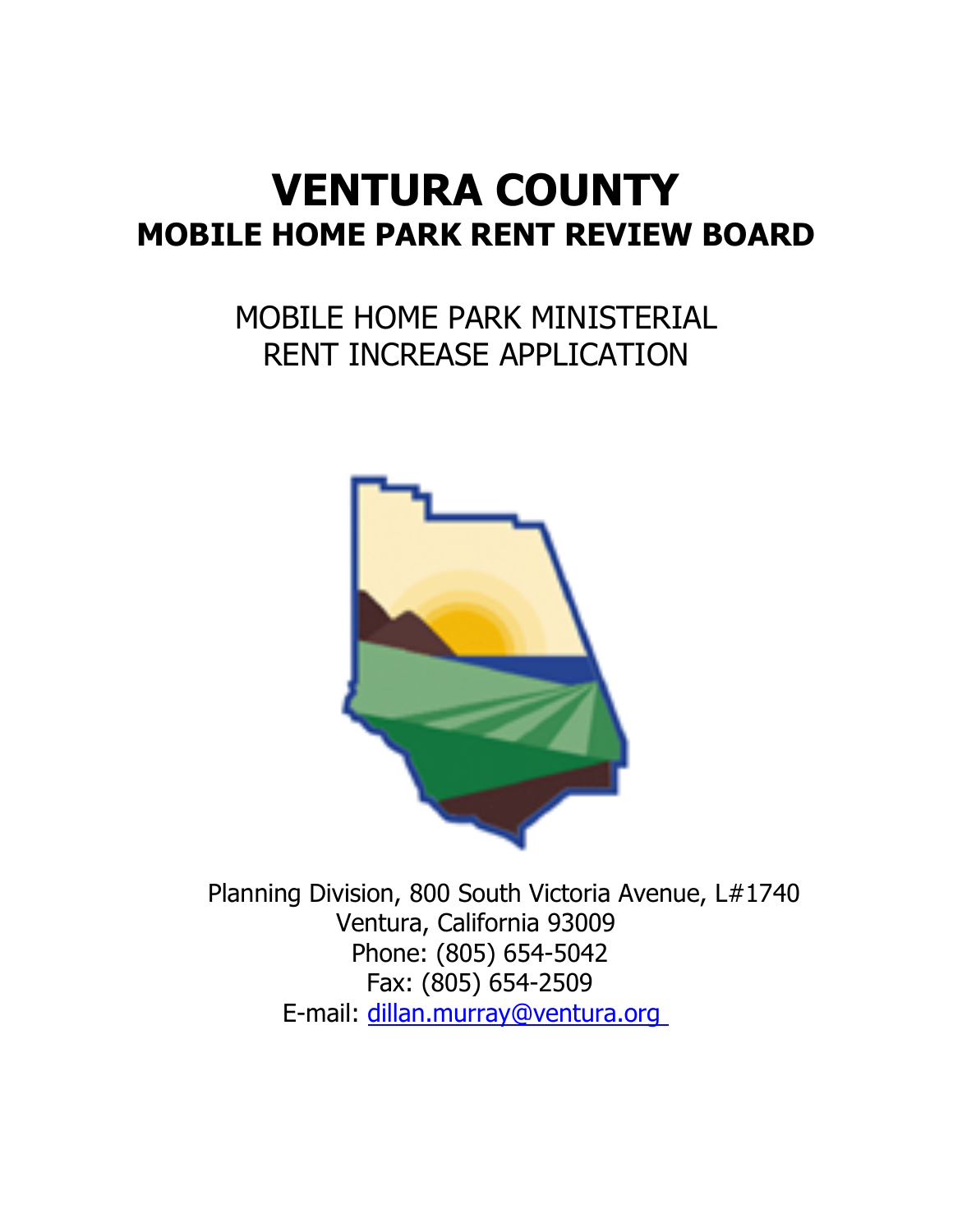# VENTURA COUNTY

## MOBILE HOME PARK RENT REVIEW BOARD

MOBILE HOME PARK MINISTERIAL
RENT INCREASE APPLICATION

Planning Division, 800 South Victoria Avenue, L#1740
Ventura, California 93009
Phone: (805) 654-5042
Fax: (805) 654-2509
E-mail: dillan.murray@ventura.org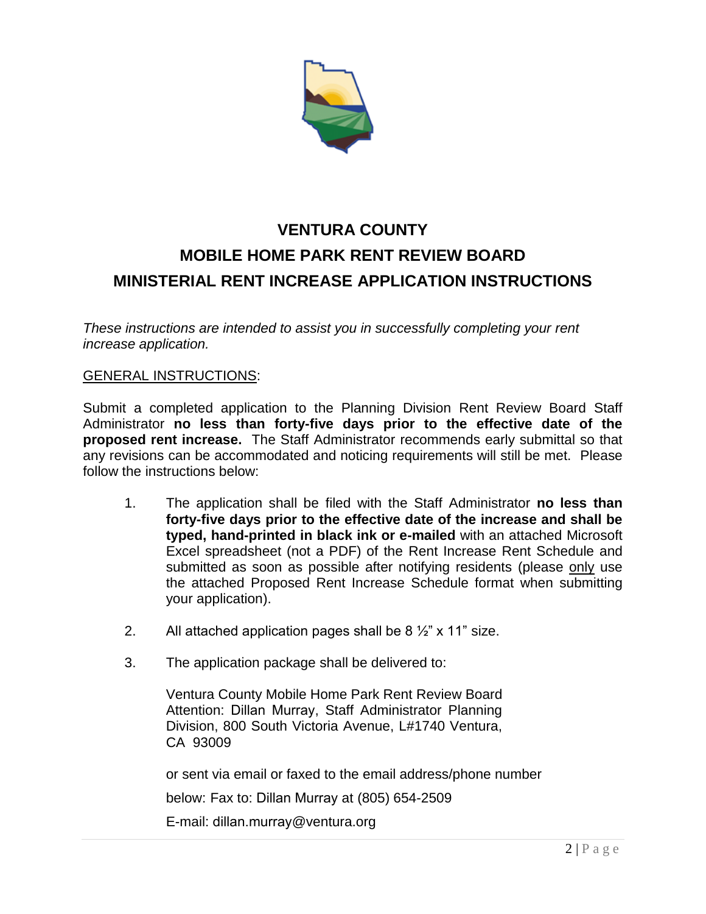# VENTURA COUNTY
# MOBILE HOME PARK RENT REVIEW BOARD
# MINISTERIAL RENT INCREASE APPLICATION INSTRUCTIONS

*These instructions are intended to assist you in successfully completing your rent increase application.*

GENERAL INSTRUCTIONS:

Submit a completed application to the Planning Division Rent Review Board Staff Administrator **no less than forty-five days prior to the effective date of the proposed rent increase.** The Staff Administrator recommends early submittal so that any revisions can be accommodated and noticing requirements will still be met. Please follow the instructions below:

1. The application shall be filed with the Staff Administrator **no less than forty-five days prior to the effective date of the increase and shall be typed, hand-printed in black ink or e-mailed** with an attached Microsoft Excel spreadsheet (not a PDF) of the Rent Increase Rent Schedule and submitted as soon as possible after notifying residents (please only use the attached Proposed Rent Increase Schedule format when submitting your application).

2. All attached application pages shall be 8 ½" x 11" size.

3. The application package shall be delivered to:

   Ventura County Mobile Home Park Rent Review Board
   Attention: Dillan Murray, Staff Administrator Planning Division, 800 South Victoria Avenue, L#1740 Ventura, CA 93009

   or sent via email or faxed to the email address/phone number below: Fax to: Dillan Murray at (805) 654-2509

   E-mail: dillan.murray@ventura.org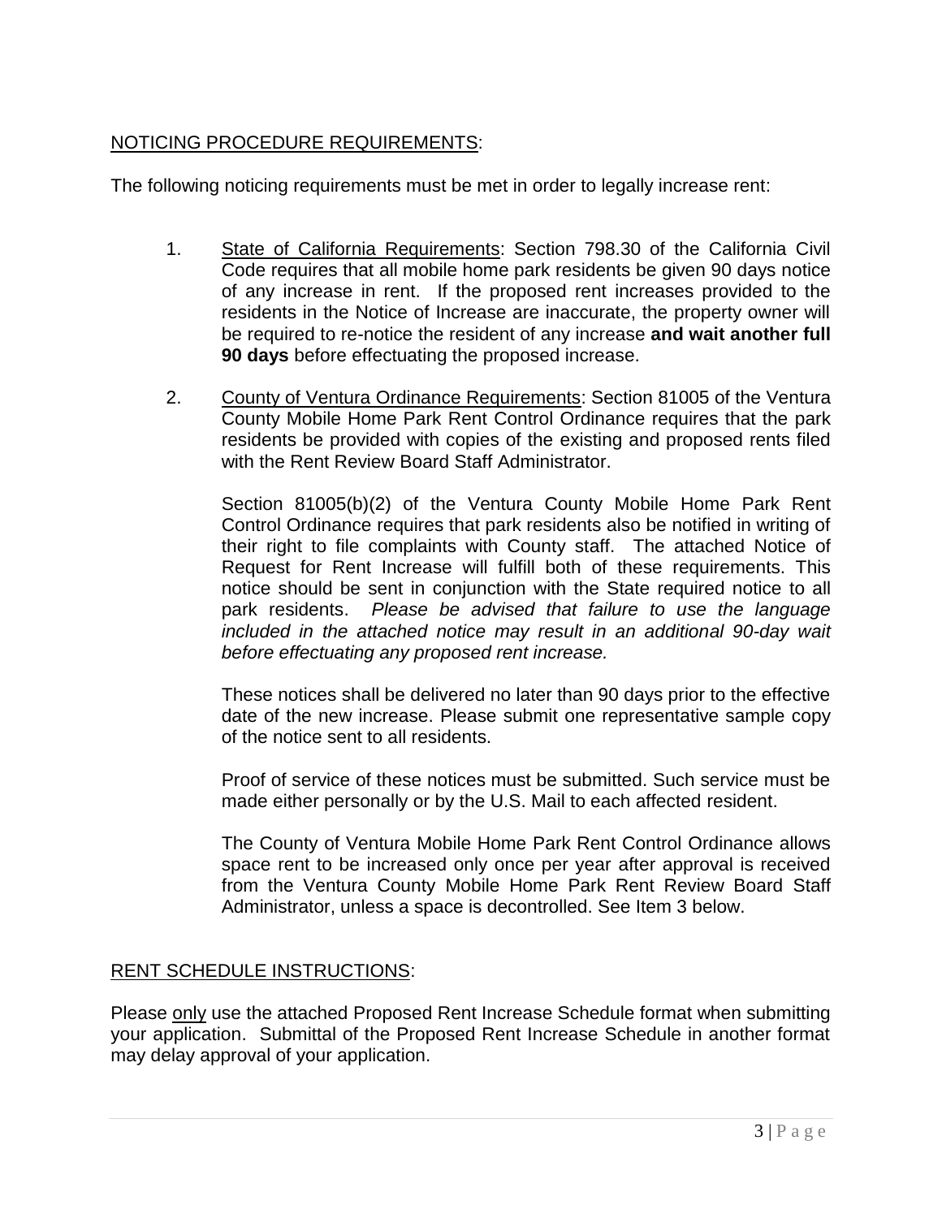<u>NOTICING PROCEDURE REQUIREMENTS</u>:

The following noticing requirements must be met in order to legally increase rent:

1. <u>State of California Requirements</u>: Section 798.30 of the California Civil Code requires that all mobile home park residents be given 90 days notice of any increase in rent. If the proposed rent increases provided to the residents in the Notice of Increase are inaccurate, the property owner will be required to re-notice the resident of any increase **and wait another full 90 days** before effectuating the proposed increase.

2. <u>County of Ventura Ordinance Requirements</u>: Section 81005 of the Ventura County Mobile Home Park Rent Control Ordinance requires that the park residents be provided with copies of the existing and proposed rents filed with the Rent Review Board Staff Administrator.

   Section 81005(b)(2) of the Ventura County Mobile Home Park Rent Control Ordinance requires that park residents also be notified in writing of their right to file complaints with County staff. The attached Notice of Request for Rent Increase will fulfill both of these requirements. This notice should be sent in conjunction with the State required notice to all park residents. *Please be advised that failure to use the language included in the attached notice may result in an additional 90-day wait before effectuating any proposed rent increase.*

   These notices shall be delivered no later than 90 days prior to the effective date of the new increase. Please submit one representative sample copy of the notice sent to all residents.

   Proof of service of these notices must be submitted. Such service must be made either personally or by the U.S. Mail to each affected resident.

   The County of Ventura Mobile Home Park Rent Control Ordinance allows space rent to be increased only once per year after approval is received from the Ventura County Mobile Home Park Rent Review Board Staff Administrator, unless a space is decontrolled. See Item 3 below.

<u>RENT SCHEDULE INSTRUCTIONS</u>:

Please <u>only</u> use the attached Proposed Rent Increase Schedule format when submitting your application. Submittal of the Proposed Rent Increase Schedule in another format may delay approval of your application.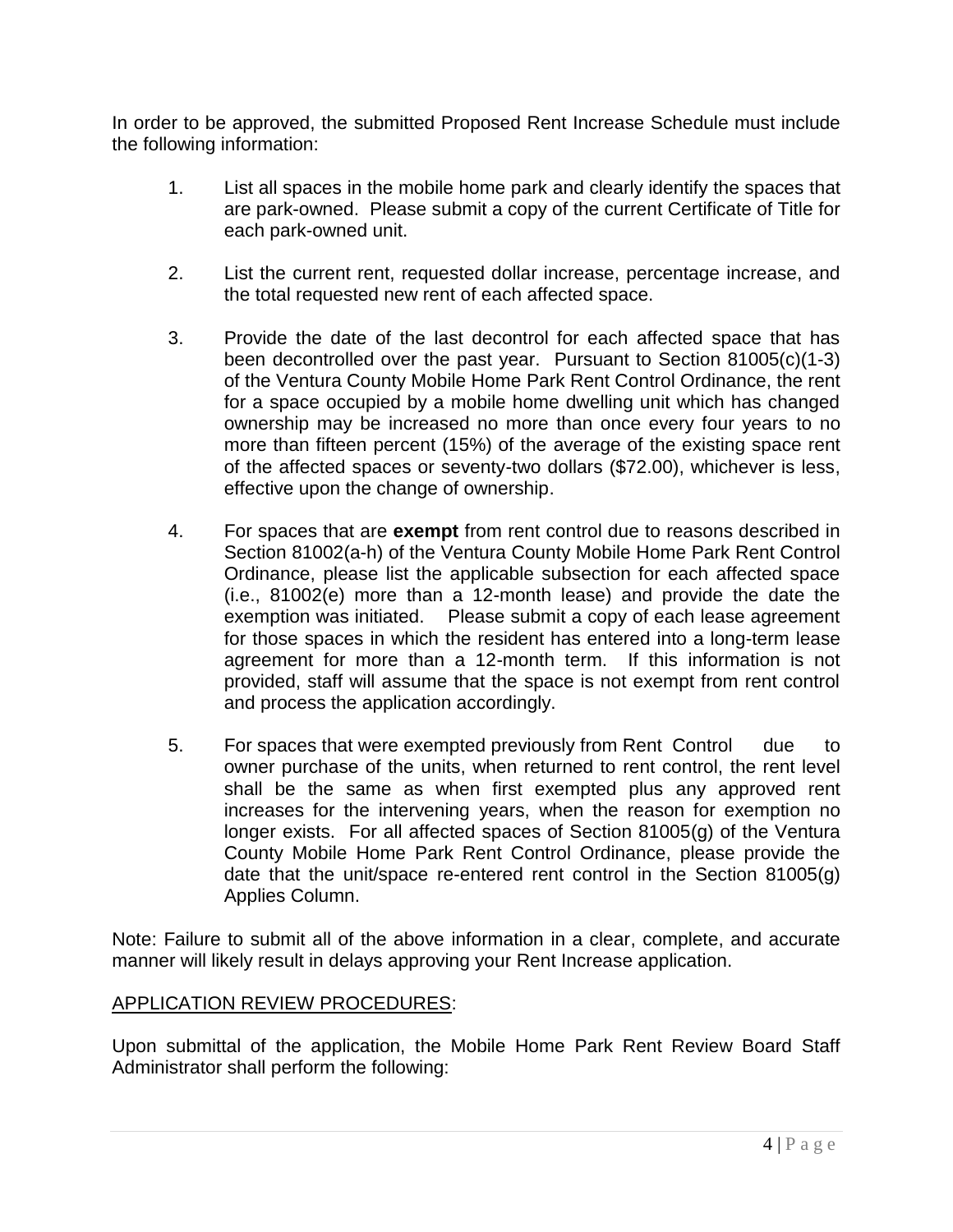In order to be approved, the submitted Proposed Rent Increase Schedule must include the following information:

1. List all spaces in the mobile home park and clearly identify the spaces that are park-owned. Please submit a copy of the current Certificate of Title for each park-owned unit.

2. List the current rent, requested dollar increase, percentage increase, and the total requested new rent of each affected space.

3. Provide the date of the last decontrol for each affected space that has been decontrolled over the past year. Pursuant to Section 81005(c)(1-3) of the Ventura County Mobile Home Park Rent Control Ordinance, the rent for a space occupied by a mobile home dwelling unit which has changed ownership may be increased no more than once every four years to no more than fifteen percent (15%) of the average of the existing space rent of the affected spaces or seventy-two dollars ($72.00), whichever is less, effective upon the change of ownership.

4. For spaces that are **exempt** from rent control due to reasons described in Section 81002(a-h) of the Ventura County Mobile Home Park Rent Control Ordinance, please list the applicable subsection for each affected space (i.e., 81002(e) more than a 12-month lease) and provide the date the exemption was initiated. Please submit a copy of each lease agreement for those spaces in which the resident has entered into a long-term lease agreement for more than a 12-month term. If this information is not provided, staff will assume that the space is not exempt from rent control and process the application accordingly.

5. For spaces that were exempted previously from Rent Control due to owner purchase of the units, when returned to rent control, the rent level shall be the same as when first exempted plus any approved rent increases for the intervening years, when the reason for exemption no longer exists. For all affected spaces of Section 81005(g) of the Ventura County Mobile Home Park Rent Control Ordinance, please provide the date that the unit/space re-entered rent control in the Section 81005(g) Applies Column.

Note: Failure to submit all of the above information in a clear, complete, and accurate manner will likely result in delays approving your Rent Increase application.

APPLICATION REVIEW PROCEDURES:

Upon submittal of the application, the Mobile Home Park Rent Review Board Staff Administrator shall perform the following: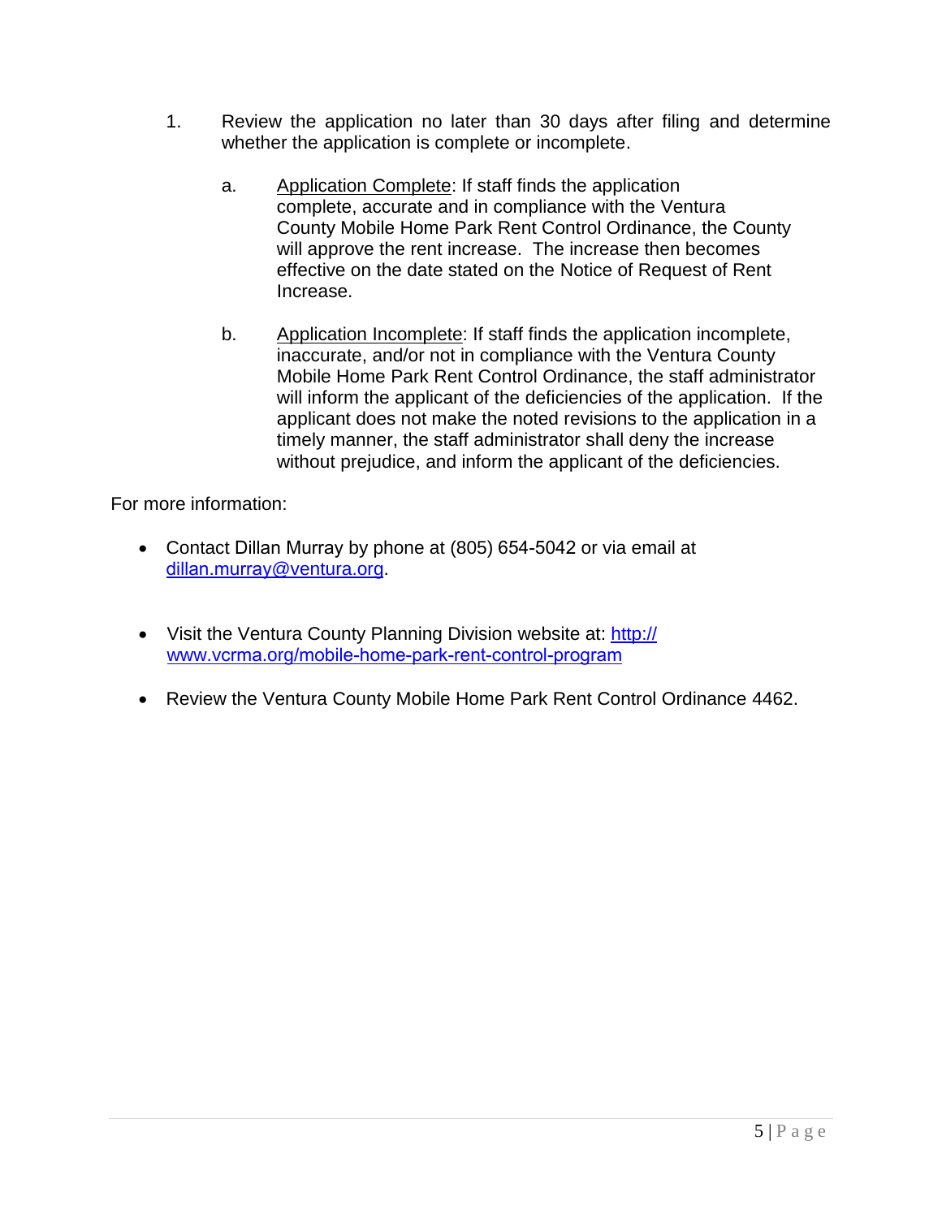1. Review the application no later than 30 days after filing and determine whether the application is complete or incomplete.

   a. <u>Application Complete</u>: If staff finds the application complete, accurate and in compliance with the Ventura County Mobile Home Park Rent Control Ordinance, the County will approve the rent increase. The increase then becomes effective on the date stated on the Notice of Request of Rent Increase.

   b. <u>Application Incomplete</u>: If staff finds the application incomplete, inaccurate, and/or not in compliance with the Ventura County Mobile Home Park Rent Control Ordinance, the staff administrator will inform the applicant of the deficiencies of the application. If the applicant does not make the noted revisions to the application in a timely manner, the staff administrator shall deny the increase without prejudice, and inform the applicant of the deficiencies.

For more information:

- Contact Dillan Murray by phone at (805) 654-5042 or via email at [dillan.murray@ventura.org](mailto:dillan.murray@ventura.org).

- Visit the Ventura County Planning Division website at: [http://www.vcrma.org/mobile-home-park-rent-control-program](http://www.vcrma.org/mobile-home-park-rent-control-program)

- Review the Ventura County Mobile Home Park Rent Control Ordinance 4462.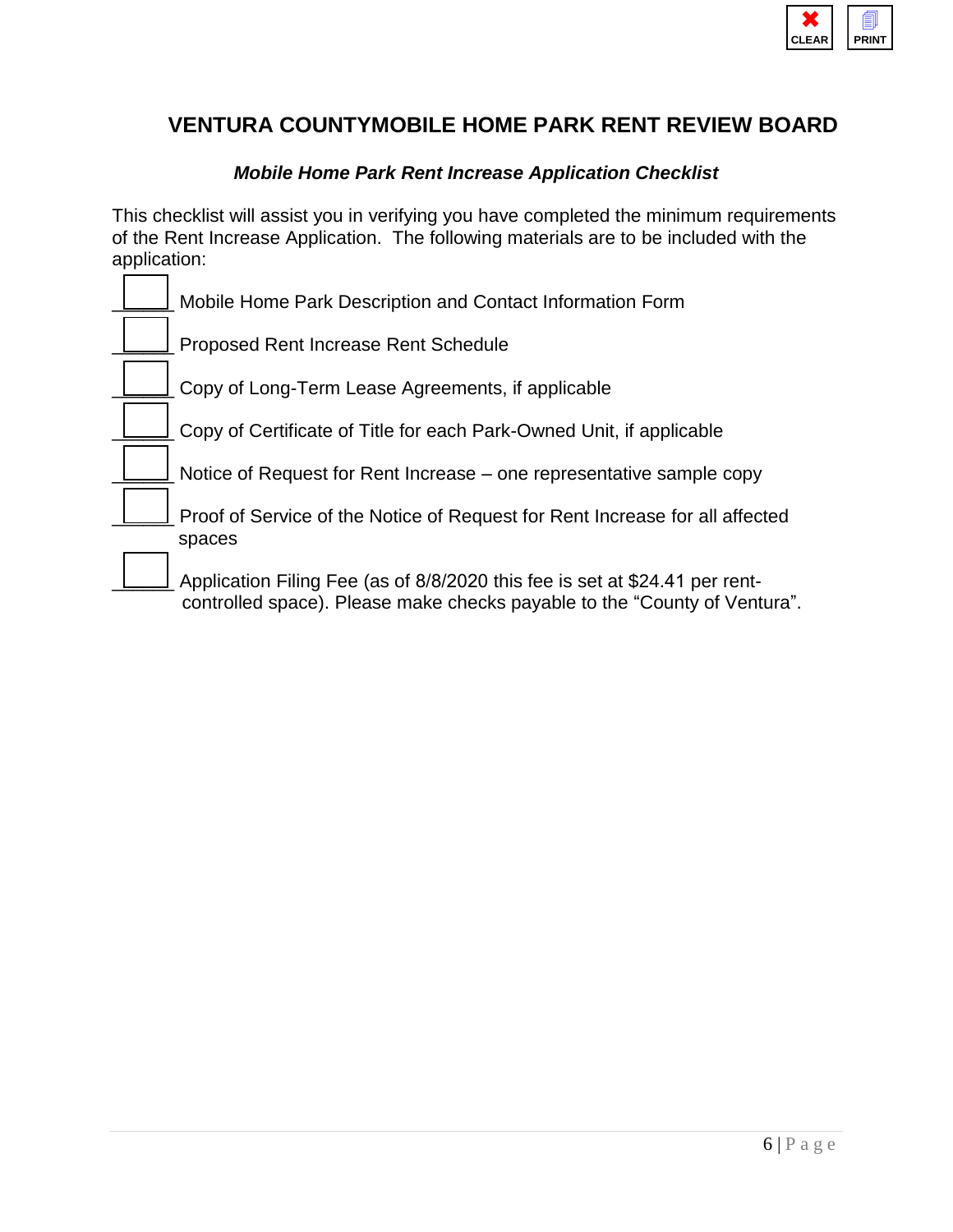# VENTURA COUNTYMOBILE HOME PARK RENT REVIEW BOARD

***Mobile Home Park Rent Increase Application Checklist***

This checklist will assist you in verifying you have completed the minimum requirements of the Rent Increase Application. The following materials are to be included with the application:

- [ ] Mobile Home Park Description and Contact Information Form
- [ ] Proposed Rent Increase Rent Schedule
- [ ] Copy of Long-Term Lease Agreements, if applicable
- [ ] Copy of Certificate of Title for each Park-Owned Unit, if applicable
- [ ] Notice of Request for Rent Increase – one representative sample copy
- [ ] Proof of Service of the Notice of Request for Rent Increase for all affected spaces
- [ ] Application Filing Fee (as of 8/8/2020 this fee is set at $24.41 per rent-controlled space). Please make checks payable to the "County of Ventura".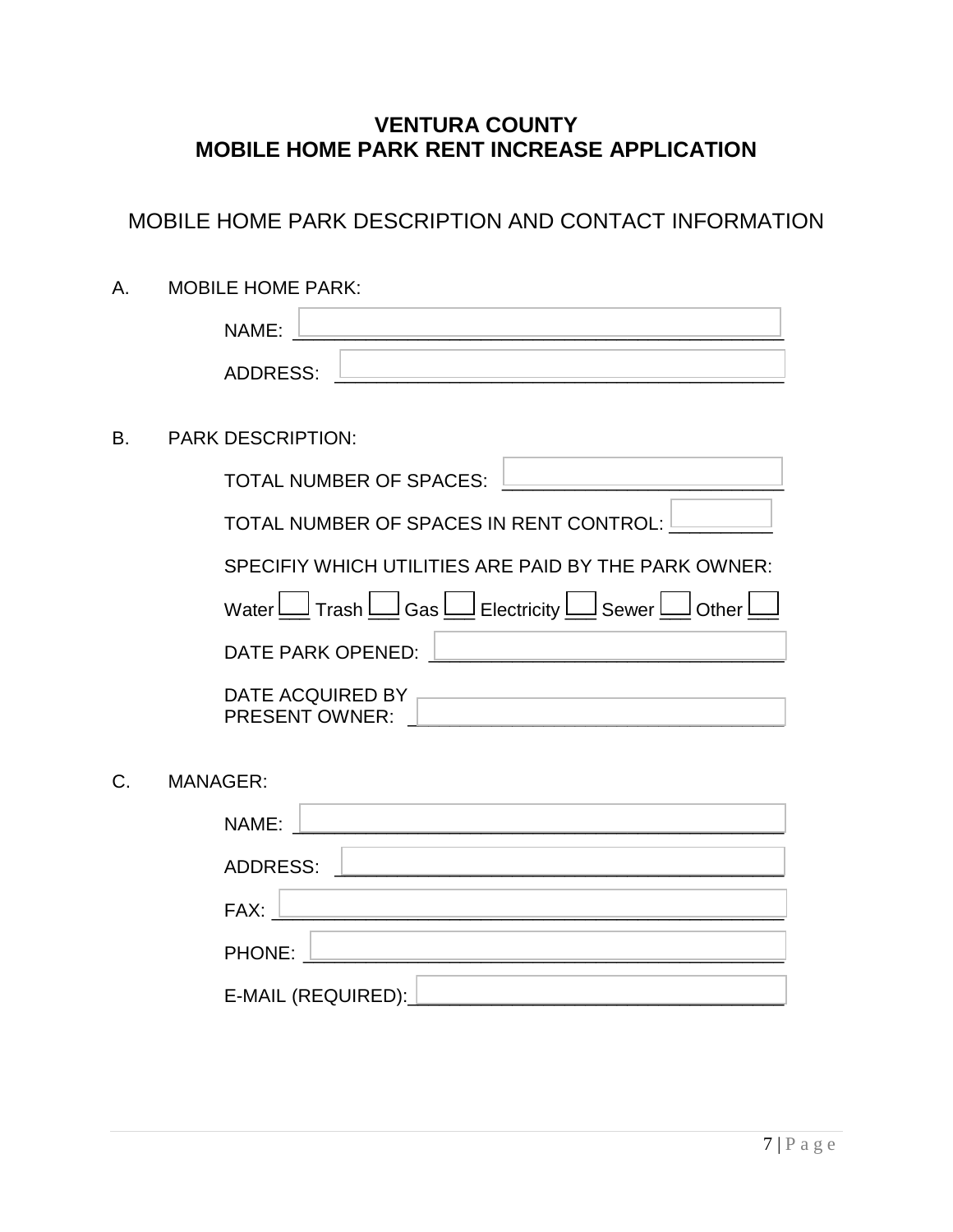# VENTURA COUNTY
# MOBILE HOME PARK RENT INCREASE APPLICATION

## MOBILE HOME PARK DESCRIPTION AND CONTACT INFORMATION

A. MOBILE HOME PARK:

NAME: ______________________________________________

ADDRESS: ____________________________________________

B. PARK DESCRIPTION:

TOTAL NUMBER OF SPACES: ________________________

TOTAL NUMBER OF SPACES IN RENT CONTROL: _________

SPECIFIY WHICH UTILITIES ARE PAID BY THE PARK OWNER:

Water ___ Trash ___ Gas ___ Electricity ___ Sewer ___ Other ___

DATE PARK OPENED: _______________________________

DATE ACQUIRED BY PRESENT OWNER: _______________________________

C. MANAGER:

NAME: ______________________________________________

ADDRESS: ____________________________________________

FAX: ________________________________________________

PHONE: ______________________________________________

E-MAIL (REQUIRED): ___________________________________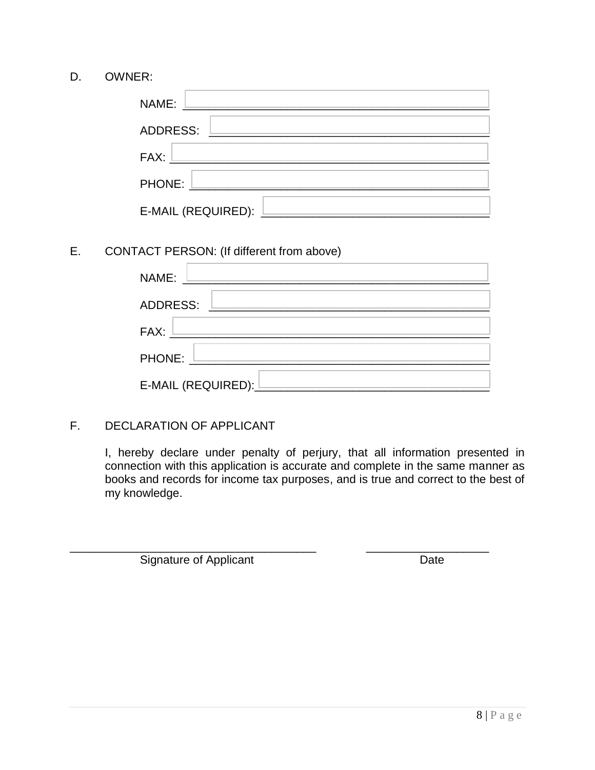D. OWNER:

NAME: ______________________________________________

ADDRESS: ___________________________________________

FAX: ________________________________________________

PHONE: _____________________________________________

E-MAIL (REQUIRED): __________________________________

E. CONTACT PERSON: (If different from above)

NAME: ______________________________________________

ADDRESS: ___________________________________________

FAX: ________________________________________________

PHONE: _____________________________________________

E-MAIL (REQUIRED):__________________________________

F. DECLARATION OF APPLICANT

I, hereby declare under penalty of perjury, that all information presented in connection with this application is accurate and complete in the same manner as books and records for income tax purposes, and is true and correct to the best of my knowledge.

_____________________________________ Signature of Applicant

__________________ Date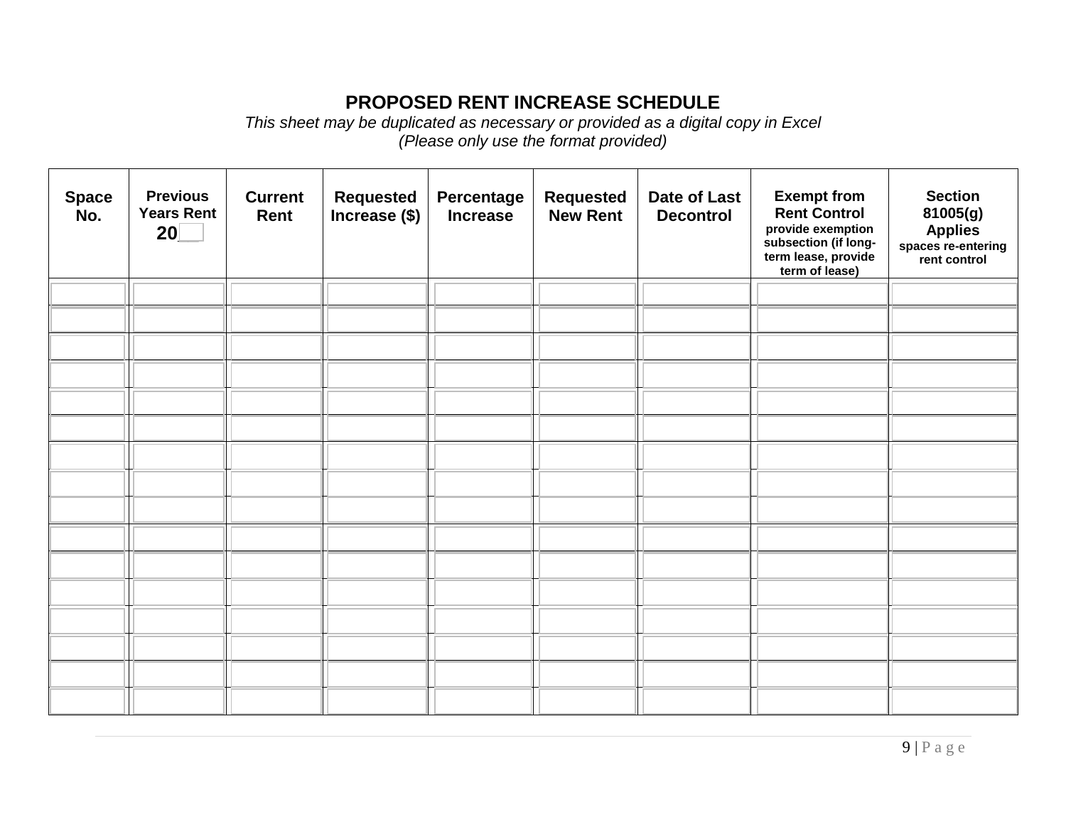# PROPOSED RENT INCREASE SCHEDULE

*This sheet may be duplicated as necessary or provided as a digital copy in Excel*
*(Please only use the format provided)*

| Space No. | Previous Years Rent 20\_\_ | Current Rent | Requested Increase ($) | Percentage Increase | Requested New Rent | Date of Last Decontrol | Exempt from Rent Control provide exemption subsection (if long-term lease, provide term of lease) | Section 81005(g) Applies spaces re-entering rent control |
|---|---|---|---|---|---|---|---|---|
| | | | | | | | | |
| | | | | | | | | |
| | | | | | | | | |
| | | | | | | | | |
| | | | | | | | | |
| | | | | | | | | |
| | | | | | | | | |
| | | | | | | | | |
| | | | | | | | | |
| | | | | | | | | |
| | | | | | | | | |
| | | | | | | | | |
| | | | | | | | | |
| | | | | | | | | |
| | | | | | | | | |
| | | | | | | | | |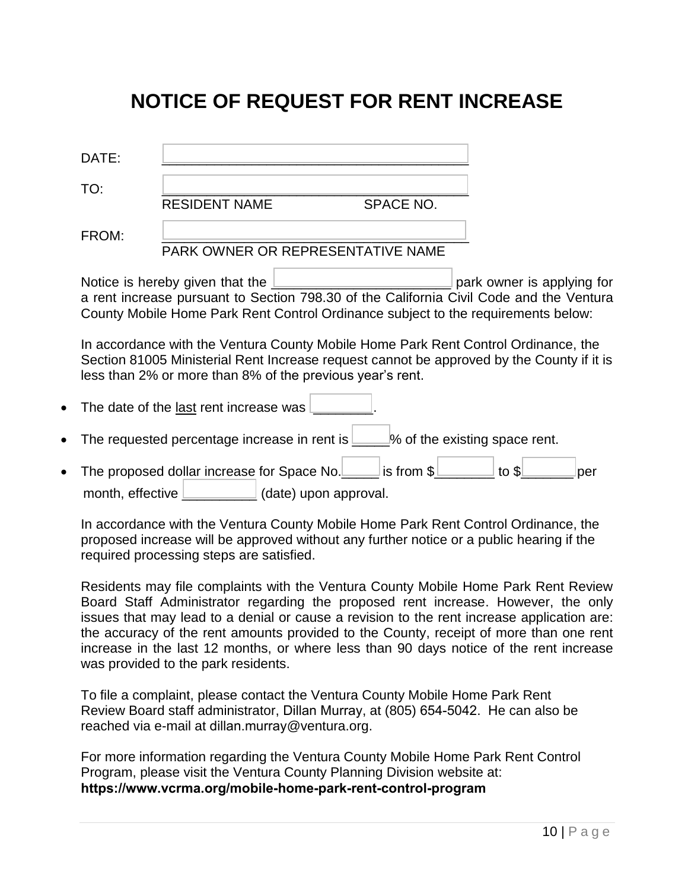# NOTICE OF REQUEST FOR RENT INCREASE

DATE: ________________________________________

TO: ________________________________________
RESIDENT NAME SPACE NO.

FROM: ________________________________________
PARK OWNER OR REPRESENTATIVE NAME

Notice is hereby given that the ________________________ park owner is applying for a rent increase pursuant to Section 798.30 of the California Civil Code and the Ventura County Mobile Home Park Rent Control Ordinance subject to the requirements below:

In accordance with the Ventura County Mobile Home Park Rent Control Ordinance, the Section 81005 Ministerial Rent Increase request cannot be approved by the County if it is less than 2% or more than 8% of the previous year's rent.

- The date of the last rent increase was ________.
- The requested percentage increase in rent is _____% of the existing space rent.
- The proposed dollar increase for Space No._____ is from $________ to $_______ per month, effective __________ (date) upon approval.

In accordance with the Ventura County Mobile Home Park Rent Control Ordinance, the proposed increase will be approved without any further notice or a public hearing if the required processing steps are satisfied.

Residents may file complaints with the Ventura County Mobile Home Park Rent Review Board Staff Administrator regarding the proposed rent increase. However, the only issues that may lead to a denial or cause a revision to the rent increase application are: the accuracy of the rent amounts provided to the County, receipt of more than one rent increase in the last 12 months, or where less than 90 days notice of the rent increase was provided to the park residents.

To file a complaint, please contact the Ventura County Mobile Home Park Rent Review Board staff administrator, Dillan Murray, at (805) 654-5042. He can also be reached via e-mail at dillan.murray@ventura.org.

For more information regarding the Ventura County Mobile Home Park Rent Control Program, please visit the Ventura County Planning Division website at:
**https://www.vcrma.org/mobile-home-park-rent-control-program**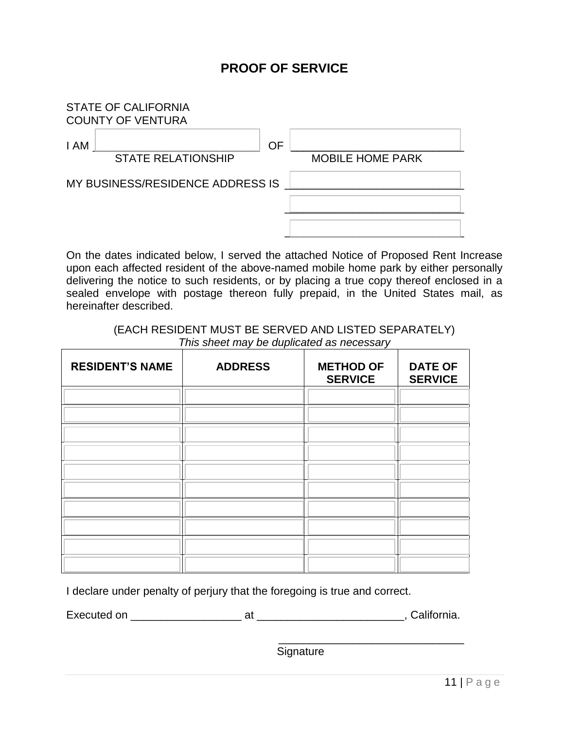# PROOF OF SERVICE

STATE OF CALIFORNIA
COUNTY OF VENTURA

I AM ____________________________ OF ____________________________
STATE RELATIONSHIP MOBILE HOME PARK

MY BUSINESS/RESIDENCE ADDRESS IS ____________________________
____________________________
____________________________

On the dates indicated below, I served the attached Notice of Proposed Rent Increase upon each affected resident of the above-named mobile home park by either personally delivering the notice to such residents, or by placing a true copy thereof enclosed in a sealed envelope with postage thereon fully prepaid, in the United States mail, as hereinafter described.

(EACH RESIDENT MUST BE SERVED AND LISTED SEPARATELY)
*This sheet may be duplicated as necessary*

| RESIDENT'S NAME | ADDRESS | METHOD OF SERVICE | DATE OF SERVICE |
|---|---|---|---|
| | | | |
| | | | |
| | | | |
| | | | |
| | | | |
| | | | |
| | | | |
| | | | |
| | | | |
| | | | |

I declare under penalty of perjury that the foregoing is true and correct.

Executed on __________________ at ________________________, California.

______________________________
Signature